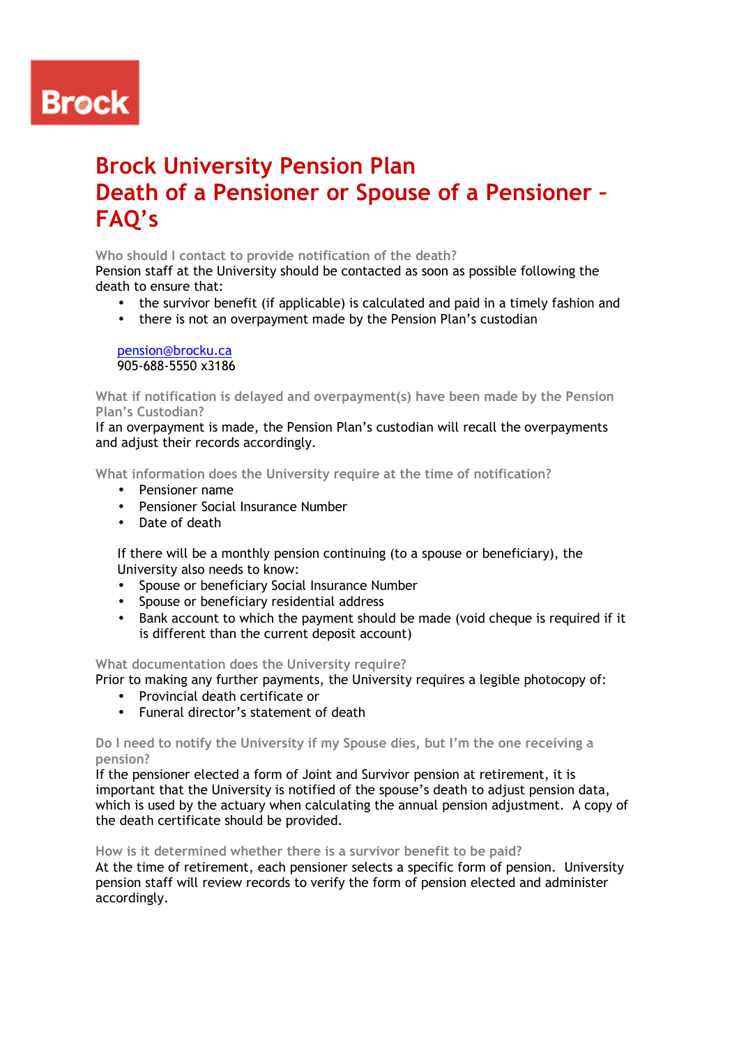Brock

# Brock University Pension Plan
# Death of a Pensioner or Spouse of a Pensioner – FAQ's

### Who should I contact to provide notification of the death?

Pension staff at the University should be contacted as soon as possible following the death to ensure that:

- the survivor benefit (if applicable) is calculated and paid in a timely fashion and
- there is not an overpayment made by the Pension Plan's custodian

pension@brocku.ca
905-688-5550 x3186

### What if notification is delayed and overpayment(s) have been made by the Pension Plan's Custodian?

If an overpayment is made, the Pension Plan's custodian will recall the overpayments and adjust their records accordingly.

### What information does the University require at the time of notification?

- Pensioner name
- Pensioner Social Insurance Number
- Date of death

If there will be a monthly pension continuing (to a spouse or beneficiary), the University also needs to know:

- Spouse or beneficiary Social Insurance Number
- Spouse or beneficiary residential address
- Bank account to which the payment should be made (void cheque is required if it is different than the current deposit account)

### What documentation does the University require?

Prior to making any further payments, the University requires a legible photocopy of:

- Provincial death certificate or
- Funeral director's statement of death

### Do I need to notify the University if my Spouse dies, but I'm the one receiving a pension?

If the pensioner elected a form of Joint and Survivor pension at retirement, it is important that the University is notified of the spouse's death to adjust pension data, which is used by the actuary when calculating the annual pension adjustment. A copy of the death certificate should be provided.

### How is it determined whether there is a survivor benefit to be paid?

At the time of retirement, each pensioner selects a specific form of pension. University pension staff will review records to verify the form of pension elected and administer accordingly.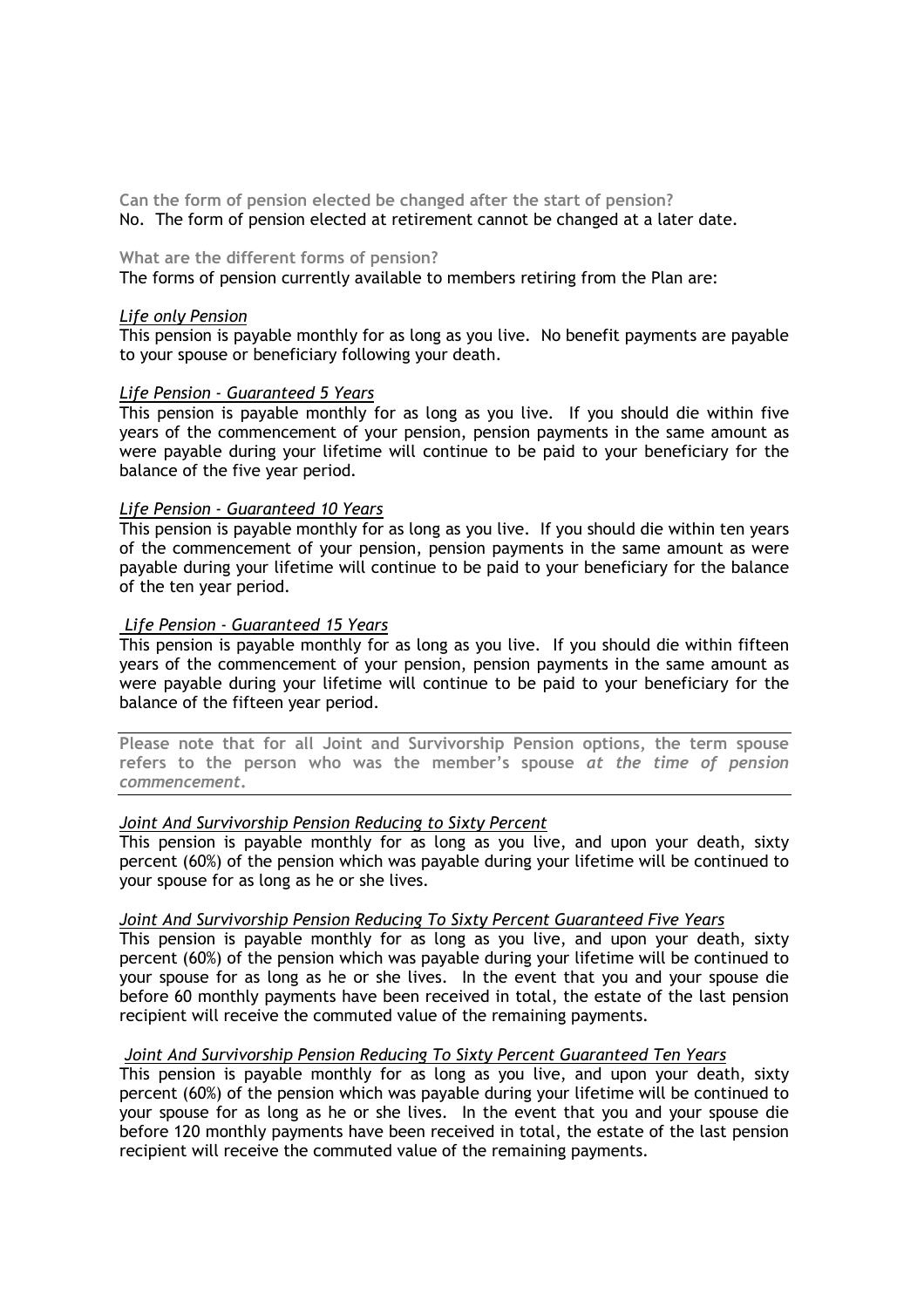**Can the form of pension elected be changed after the start of pension?**

No. The form of pension elected at retirement cannot be changed at a later date.

**What are the different forms of pension?**

The forms of pension currently available to members retiring from the Plan are:

*Life only Pension*

This pension is payable monthly for as long as you live. No benefit payments are payable to your spouse or beneficiary following your death.

*Life Pension - Guaranteed 5 Years*

This pension is payable monthly for as long as you live. If you should die within five years of the commencement of your pension, pension payments in the same amount as were payable during your lifetime will continue to be paid to your beneficiary for the balance of the five year period.

*Life Pension - Guaranteed 10 Years*

This pension is payable monthly for as long as you live. If you should die within ten years of the commencement of your pension, pension payments in the same amount as were payable during your lifetime will continue to be paid to your beneficiary for the balance of the ten year period.

*Life Pension - Guaranteed 15 Years*

This pension is payable monthly for as long as you live. If you should die within fifteen years of the commencement of your pension, pension payments in the same amount as were payable during your lifetime will continue to be paid to your beneficiary for the balance of the fifteen year period.

---

**Please note that for all Joint and Survivorship Pension options, the term spouse refers to the person who was the member's spouse *at the time of pension commencement*.**

---

*Joint And Survivorship Pension Reducing to Sixty Percent*

This pension is payable monthly for as long as you live, and upon your death, sixty percent (60%) of the pension which was payable during your lifetime will be continued to your spouse for as long as he or she lives.

*Joint And Survivorship Pension Reducing To Sixty Percent Guaranteed Five Years*

This pension is payable monthly for as long as you live, and upon your death, sixty percent (60%) of the pension which was payable during your lifetime will be continued to your spouse for as long as he or she lives. In the event that you and your spouse die before 60 monthly payments have been received in total, the estate of the last pension recipient will receive the commuted value of the remaining payments.

*Joint And Survivorship Pension Reducing To Sixty Percent Guaranteed Ten Years*

This pension is payable monthly for as long as you live, and upon your death, sixty percent (60%) of the pension which was payable during your lifetime will be continued to your spouse for as long as he or she lives. In the event that you and your spouse die before 120 monthly payments have been received in total, the estate of the last pension recipient will receive the commuted value of the remaining payments.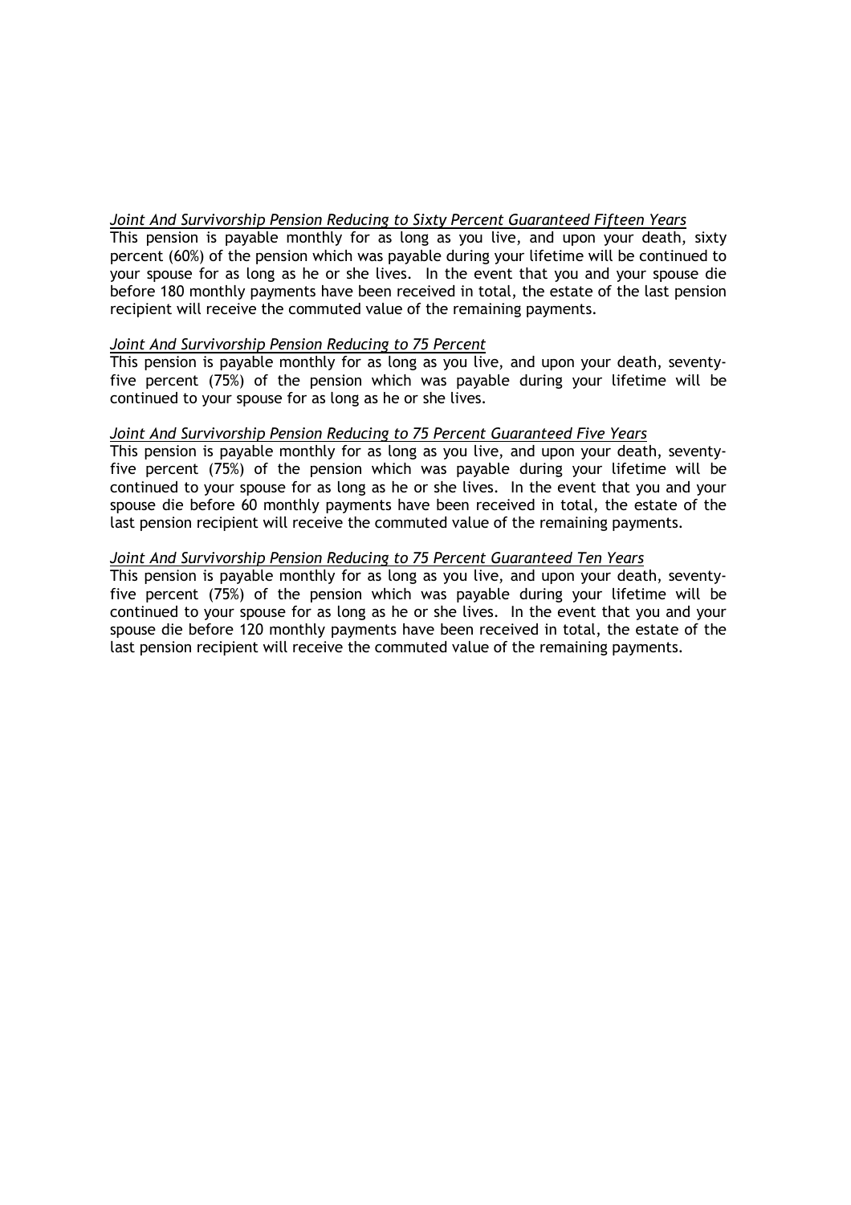*Joint And Survivorship Pension Reducing to Sixty Percent Guaranteed Fifteen Years*

This pension is payable monthly for as long as you live, and upon your death, sixty percent (60%) of the pension which was payable during your lifetime will be continued to your spouse for as long as he or she lives. In the event that you and your spouse die before 180 monthly payments have been received in total, the estate of the last pension recipient will receive the commuted value of the remaining payments.

*Joint And Survivorship Pension Reducing to 75 Percent*

This pension is payable monthly for as long as you live, and upon your death, seventy-five percent (75%) of the pension which was payable during your lifetime will be continued to your spouse for as long as he or she lives.

*Joint And Survivorship Pension Reducing to 75 Percent Guaranteed Five Years*

This pension is payable monthly for as long as you live, and upon your death, seventy-five percent (75%) of the pension which was payable during your lifetime will be continued to your spouse for as long as he or she lives. In the event that you and your spouse die before 60 monthly payments have been received in total, the estate of the last pension recipient will receive the commuted value of the remaining payments.

*Joint And Survivorship Pension Reducing to 75 Percent Guaranteed Ten Years*

This pension is payable monthly for as long as you live, and upon your death, seventy-five percent (75%) of the pension which was payable during your lifetime will be continued to your spouse for as long as he or she lives. In the event that you and your spouse die before 120 monthly payments have been received in total, the estate of the last pension recipient will receive the commuted value of the remaining payments.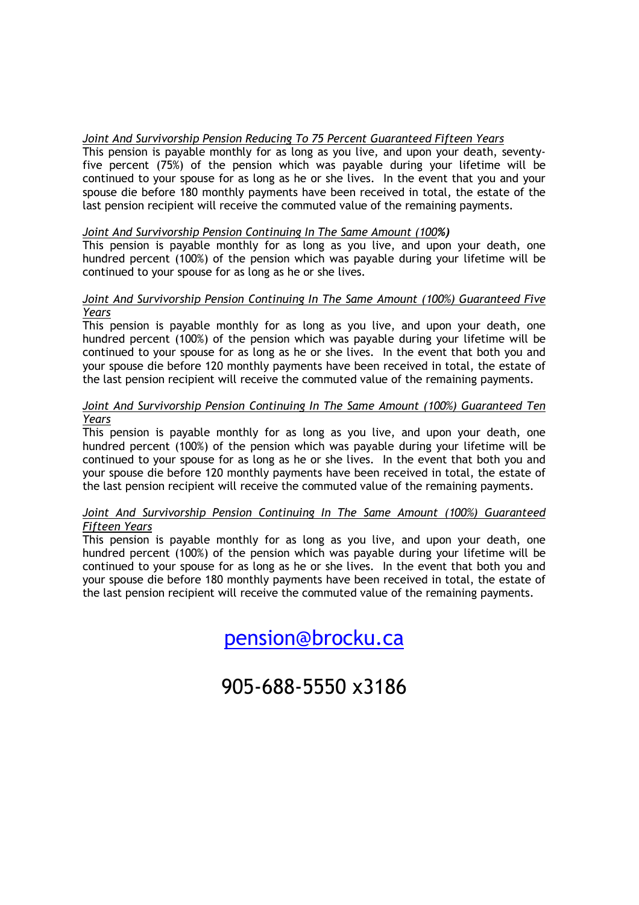*Joint And Survivorship Pension Reducing To 75 Percent Guaranteed Fifteen Years*

This pension is payable monthly for as long as you live, and upon your death, seventy-five percent (75%) of the pension which was payable during your lifetime will be continued to your spouse for as long as he or she lives. In the event that you and your spouse die before 180 monthly payments have been received in total, the estate of the last pension recipient will receive the commuted value of the remaining payments.

*Joint And Survivorship Pension Continuing In The Same Amount (100%)*

This pension is payable monthly for as long as you live, and upon your death, one hundred percent (100%) of the pension which was payable during your lifetime will be continued to your spouse for as long as he or she lives.

*Joint And Survivorship Pension Continuing In The Same Amount (100%) Guaranteed Five Years*

This pension is payable monthly for as long as you live, and upon your death, one hundred percent (100%) of the pension which was payable during your lifetime will be continued to your spouse for as long as he or she lives. In the event that both you and your spouse die before 120 monthly payments have been received in total, the estate of the last pension recipient will receive the commuted value of the remaining payments.

*Joint And Survivorship Pension Continuing In The Same Amount (100%) Guaranteed Ten Years*

This pension is payable monthly for as long as you live, and upon your death, one hundred percent (100%) of the pension which was payable during your lifetime will be continued to your spouse for as long as he or she lives. In the event that both you and your spouse die before 120 monthly payments have been received in total, the estate of the last pension recipient will receive the commuted value of the remaining payments.

*Joint And Survivorship Pension Continuing In The Same Amount (100%) Guaranteed Fifteen Years*

This pension is payable monthly for as long as you live, and upon your death, one hundred percent (100%) of the pension which was payable during your lifetime will be continued to your spouse for as long as he or she lives. In the event that both you and your spouse die before 180 monthly payments have been received in total, the estate of the last pension recipient will receive the commuted value of the remaining payments.

pension@brocku.ca

905-688-5550 x3186